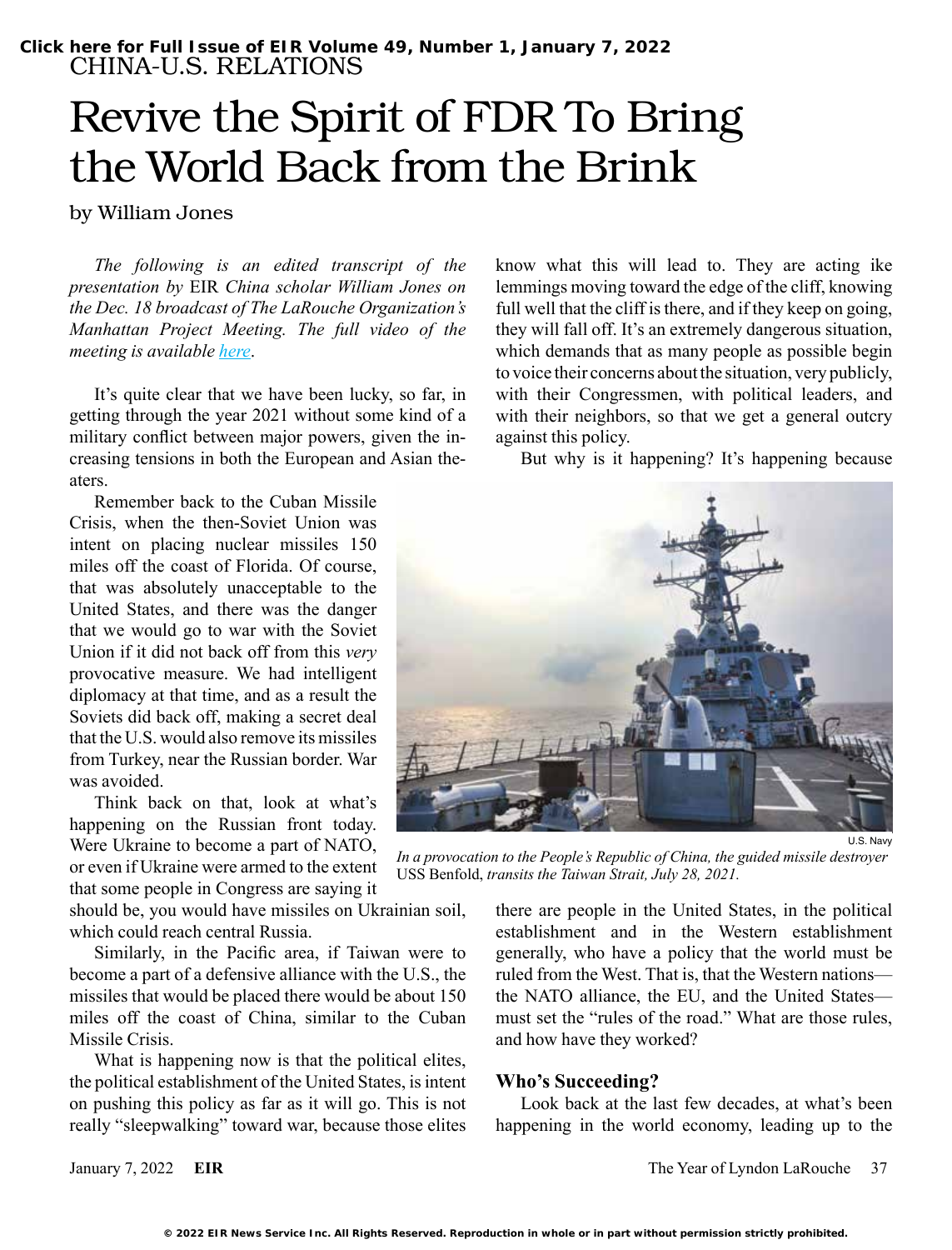CHINA-U.S. RELATIONS

# Revive the Spirit of FDR To Bring the World Back from the Brink

by William Jones

*The following is an edited transcript of the presentation by* EIR *China scholar William Jones on the Dec. 18 broadcast of The LaRouche Organization's Manhattan Project Meeting. The full video of the meeting is available [here](here).*

It's quite clear that we have been lucky, so far, in getting through the year 2021 without some kind of a military conflict between major powers, given the increasing tensions in both the European and Asian theaters.

Remember back to the Cuban Missile Crisis, when the then-Soviet Union was intent on placing nuclear missiles 150 miles off the coast of Florida. Of course, that was absolutely unacceptable to the United States, and there was the danger that we would go to war with the Soviet Union if it did not back off from this *very* provocative measure. We had intelligent diplomacy at that time, and as a result the Soviets did back off, making a secret deal that the U.S. would also remove its missiles from Turkey, near the Russian border. War was avoided.

Think back on that, look at what's happening on the Russian front today. Were Ukraine to become a part of NATO, or even if Ukraine were armed to the extent that some people in Congress are saying it should be, you would have missiles on Ukrainian soil, which could reach central Russia.

Similarly, in the Pacific area, if Taiwan were to become a part of a defensive alliance with the U.S., the missiles that would be placed there would be about 150 miles off the coast of China, similar to the Cuban Missile Crisis.

What is happening now is that the political elites, the political establishment of the United States, is intent on pushing this policy as far as it will go. This is not really "sleepwalking" toward war, because those elites know what this will lead to. They are acting ike lemmings moving toward the edge of the cliff, knowing full well that the cliff is there, and if they keep on going, they will fall off. It's an extremely dangerous situation, which demands that as many people as possible begin to voice their concerns about the situation, very publicly, with their Congressmen, with political leaders, and with their neighbors, so that we get a general outcry against this policy.

But why is it happening? It's happening because there are people in the United States, in the political establishment and in the Western establishment generally, who have a policy that the world must be ruled from the West. That is, that the Western nations—the NATO alliance, the EU, and the United States—must set the "rules of the road." What are those rules, and how have they worked?

U.S. Navy

*In a provocation to the People's Republic of China, the guided missile destroyer* USS Benfold, *transits the Taiwan Strait, July 28, 2021.*

### Who's Succeeding?

Look back at the last few decades, at what's been happening in the world economy, leading up to the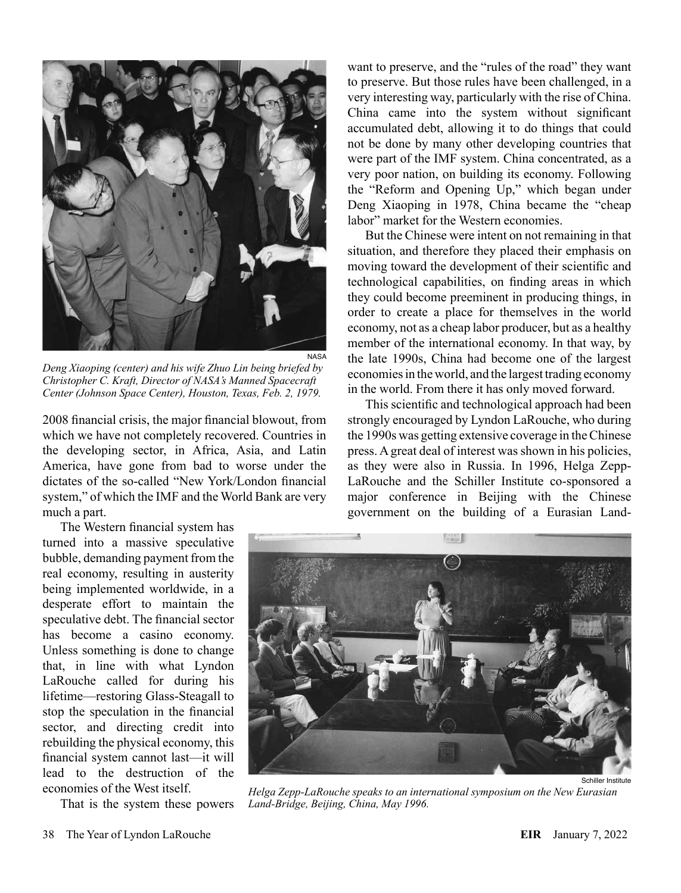*Deng Xiaoping (center) and his wife Zhuo Lin being briefed by Christopher C. Kraft, Director of NASA's Manned Spacecraft Center (Johnson Space Center), Houston, Texas, Feb. 2, 1979.*

2008 financial crisis, the major financial blowout, from which we have not completely recovered. Countries in the developing sector, in Africa, Asia, and Latin America, have gone from bad to worse under the dictates of the so-called "New York/London financial system," of which the IMF and the World Bank are very much a part.

The Western financial system has turned into a massive speculative bubble, demanding payment from the real economy, resulting in austerity being implemented worldwide, in a desperate effort to maintain the speculative debt. The financial sector has become a casino economy. Unless something is done to change that, in line with what Lyndon LaRouche called for during his lifetime—restoring Glass-Steagall to stop the speculation in the financial sector, and directing credit into rebuilding the physical economy, this financial system cannot last—it will lead to the destruction of the economies of the West itself.

That is the system these powers want to preserve, and the "rules of the road" they want to preserve. But those rules have been challenged, in a very interesting way, particularly with the rise of China. China came into the system without significant accumulated debt, allowing it to do things that could not be done by many other developing countries that were part of the IMF system. China concentrated, as a very poor nation, on building its economy. Following the "Reform and Opening Up," which began under Deng Xiaoping in 1978, China became the "cheap labor" market for the Western economies.

But the Chinese were intent on not remaining in that situation, and therefore they placed their emphasis on moving toward the development of their scientific and technological capabilities, on finding areas in which they could become preeminent in producing things, in order to create a place for themselves in the world economy, not as a cheap labor producer, but as a healthy member of the international economy. In that way, by the late 1990s, China had become one of the largest economies in the world, and the largest trading economy in the world. From there it has only moved forward.

This scientific and technological approach had been strongly encouraged by Lyndon LaRouche, who during the 1990s was getting extensive coverage in the Chinese press. A great deal of interest was shown in his policies, as they were also in Russia. In 1996, Helga Zepp-LaRouche and the Schiller Institute co-sponsored a major conference in Beijing with the Chinese government on the building of a Eurasian Land-

*Helga Zepp-LaRouche speaks to an international symposium on the New Eurasian Land-Bridge, Beijing, China, May 1996.*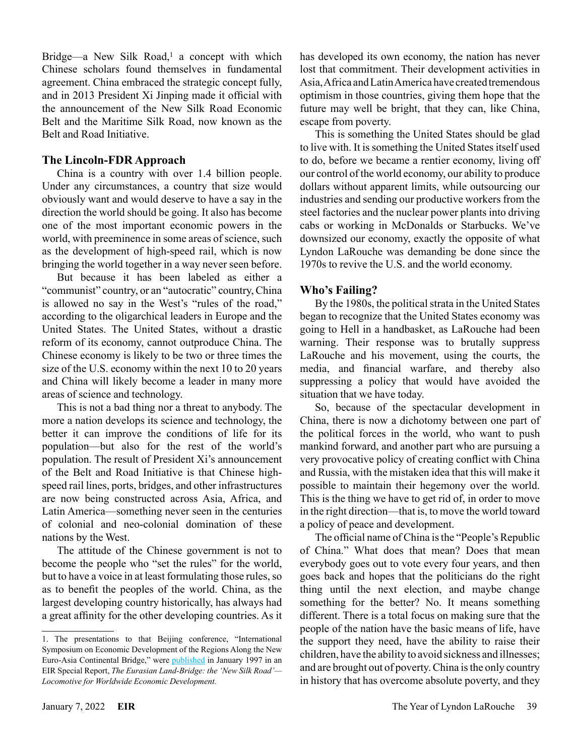Bridge—a New Silk Road,[1] a concept with which Chinese scholars found themselves in fundamental agreement. China embraced the strategic concept fully, and in 2013 President Xi Jinping made it official with the announcement of the New Silk Road Economic Belt and the Maritime Silk Road, now known as the Belt and Road Initiative.

### The Lincoln-FDR Approach

China is a country with over 1.4 billion people. Under any circumstances, a country that size would obviously want and would deserve to have a say in the direction the world should be going. It also has become one of the most important economic powers in the world, with preeminence in some areas of science, such as the development of high-speed rail, which is now bringing the world together in a way never seen before.

But because it has been labeled as either a "communist" country, or an "autocratic" country, China is allowed no say in the West's "rules of the road," according to the oligarchical leaders in Europe and the United States. The United States, without a drastic reform of its economy, cannot outproduce China. The Chinese economy is likely to be two or three times the size of the U.S. economy within the next 10 to 20 years and China will likely become a leader in many more areas of science and technology.

This is not a bad thing nor a threat to anybody. The more a nation develops its science and technology, the better it can improve the conditions of life for its population—but also for the rest of the world's population. The result of President Xi's announcement of the Belt and Road Initiative is that Chinese high-speed rail lines, ports, bridges, and other infrastructures are now being constructed across Asia, Africa, and Latin America—something never seen in the centuries of colonial and neo-colonial domination of these nations by the West.

The attitude of the Chinese government is not to become the people who "set the rules" for the world, but to have a voice in at least formulating those rules, so as to benefit the peoples of the world. China, as the largest developing country historically, has always had a great affinity for the other developing countries. As it has developed its own economy, the nation has never lost that commitment. Their development activities in Asia, Africa and Latin America have created tremendous optimism in those countries, giving them hope that the future may well be bright, that they can, like China, escape from poverty.

This is something the United States should be glad to live with. It is something the United States itself used to do, before we became a rentier economy, living off our control of the world economy, our ability to produce dollars without apparent limits, while outsourcing our industries and sending our productive workers from the steel factories and the nuclear power plants into driving cabs or working in McDonalds or Starbucks. We've downsized our economy, exactly the opposite of what Lyndon LaRouche was demanding be done since the 1970s to revive the U.S. and the world economy.

### Who's Failing?

By the 1980s, the political strata in the United States began to recognize that the United States economy was going to Hell in a handbasket, as LaRouche had been warning. Their response was to brutally suppress LaRouche and his movement, using the courts, the media, and financial warfare, and thereby also suppressing a policy that would have avoided the situation that we have today.

So, because of the spectacular development in China, there is now a dichotomy between one part of the political forces in the world, who want to push mankind forward, and another part who are pursuing a very provocative policy of creating conflict with China and Russia, with the mistaken idea that this will make it possible to maintain their hegemony over the world. This is the thing we have to get rid of, in order to move in the right direction—that is, to move the world toward a policy of peace and development.

The official name of China is the "People's Republic of China." What does that mean? Does that mean everybody goes out to vote every four years, and then goes back and hopes that the politicians do the right thing until the next election, and maybe change something for the better? No. It means something different. There is a total focus on making sure that the people of the nation have the basic means of life, have the support they need, have the ability to raise their children, have the ability to avoid sickness and illnesses; and are brought out of poverty. China is the only country in history that has overcome absolute poverty, and they

---

1. The presentations to that Beijing conference, "International Symposium on Economic Development of the Regions Along the New Euro-Asia Continental Bridge," were published in January 1997 in an EIR Special Report, *The Eurasian Land-Bridge: the 'New Silk Road'—Locomotive for Worldwide Economic Development.*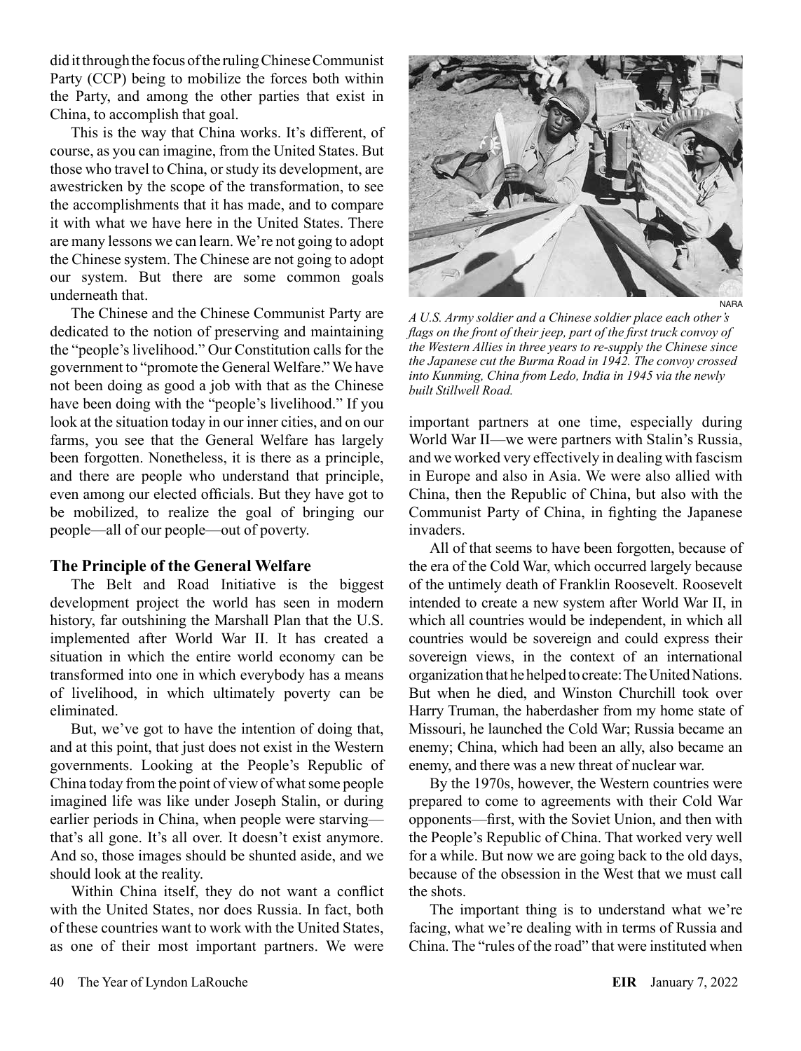did it through the focus of the ruling Chinese Communist Party (CCP) being to mobilize the forces both within the Party, and among the other parties that exist in China, to accomplish that goal.

This is the way that China works. It's different, of course, as you can imagine, from the United States. But those who travel to China, or study its development, are awestricken by the scope of the transformation, to see the accomplishments that it has made, and to compare it with what we have here in the United States. There are many lessons we can learn. We're not going to adopt the Chinese system. The Chinese are not going to adopt our system. But there are some common goals underneath that.

The Chinese and the Chinese Communist Party are dedicated to the notion of preserving and maintaining the "people's livelihood." Our Constitution calls for the government to "promote the General Welfare." We have not been doing as good a job with that as the Chinese have been doing with the "people's livelihood." If you look at the situation today in our inner cities, and on our farms, you see that the General Welfare has largely been forgotten. Nonetheless, it is there as a principle, and there are people who understand that principle, even among our elected officials. But they have got to be mobilized, to realize the goal of bringing our people—all of our people—out of poverty.

### The Principle of the General Welfare

The Belt and Road Initiative is the biggest development project the world has seen in modern history, far outshining the Marshall Plan that the U.S. implemented after World War II. It has created a situation in which the entire world economy can be transformed into one in which everybody has a means of livelihood, in which ultimately poverty can be eliminated.

But, we've got to have the intention of doing that, and at this point, that just does not exist in the Western governments. Looking at the People's Republic of China today from the point of view of what some people imagined life was like under Joseph Stalin, or during earlier periods in China, when people were starving—that's all gone. It's all over. It doesn't exist anymore. And so, those images should be shunted aside, and we should look at the reality.

Within China itself, they do not want a conflict with the United States, nor does Russia. In fact, both of these countries want to work with the United States, as one of their most important partners. We were important partners at one time, especially during World War II—we were partners with Stalin's Russia, and we worked very effectively in dealing with fascism in Europe and also in Asia. We were also allied with China, then the Republic of China, but also with the Communist Party of China, in fighting the Japanese invaders.

NARA

*A U.S. Army soldier and a Chinese soldier place each other's flags on the front of their jeep, part of the first truck convoy of the Western Allies in three years to re-supply the Chinese since the Japanese cut the Burma Road in 1942. The convoy crossed into Kunming, China from Ledo, India in 1945 via the newly built Stillwell Road.*

All of that seems to have been forgotten, because of the era of the Cold War, which occurred largely because of the untimely death of Franklin Roosevelt. Roosevelt intended to create a new system after World War II, in which all countries would be independent, in which all countries would be sovereign and could express their sovereign views, in the context of an international organization that he helped to create: The United Nations. But when he died, and Winston Churchill took over Harry Truman, the haberdasher from my home state of Missouri, he launched the Cold War; Russia became an enemy; China, which had been an ally, also became an enemy, and there was a new threat of nuclear war.

By the 1970s, however, the Western countries were prepared to come to agreements with their Cold War opponents—first, with the Soviet Union, and then with the People's Republic of China. That worked very well for a while. But now we are going back to the old days, because of the obsession in the West that we must call the shots.

The important thing is to understand what we're facing, what we're dealing with in terms of Russia and China. The "rules of the road" that were instituted when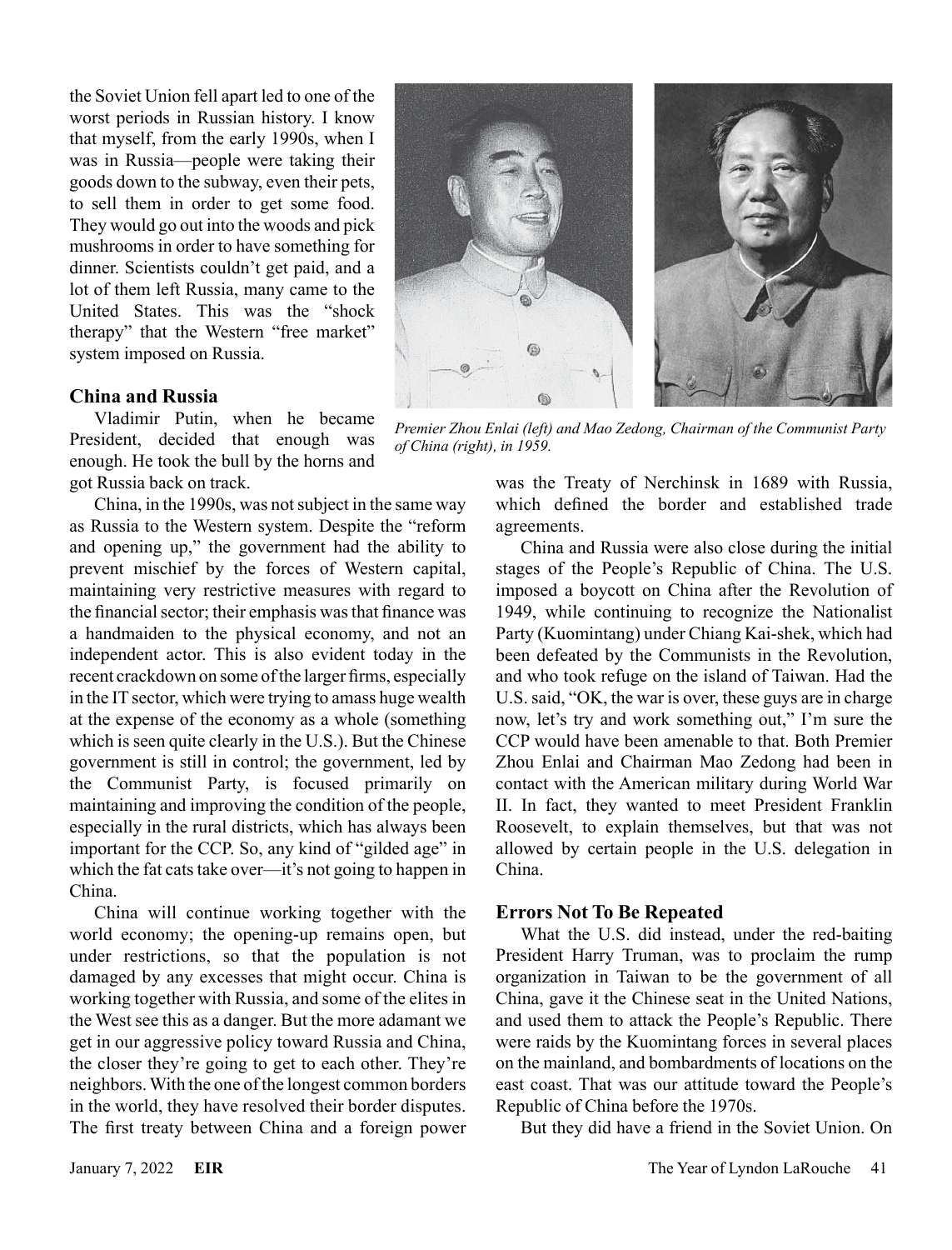the Soviet Union fell apart led to one of the worst periods in Russian history. I know that myself, from the early 1990s, when I was in Russia—people were taking their goods down to the subway, even their pets, to sell them in order to get some food. They would go out into the woods and pick mushrooms in order to have something for dinner. Scientists couldn't get paid, and a lot of them left Russia, many came to the United States. This was the "shock therapy" that the Western "free market" system imposed on Russia.

### China and Russia

Vladimir Putin, when he became President, decided that enough was enough. He took the bull by the horns and got Russia back on track.

China, in the 1990s, was not subject in the same way as Russia to the Western system. Despite the "reform and opening up," the government had the ability to prevent mischief by the forces of Western capital, maintaining very restrictive measures with regard to the financial sector; their emphasis was that finance was a handmaiden to the physical economy, and not an independent actor. This is also evident today in the recent crackdown on some of the larger firms, especially in the IT sector, which were trying to amass huge wealth at the expense of the economy as a whole (something which is seen quite clearly in the U.S.). But the Chinese government is still in control; the government, led by the Communist Party, is focused primarily on maintaining and improving the condition of the people, especially in the rural districts, which has always been important for the CCP. So, any kind of "gilded age" in which the fat cats take over—it's not going to happen in China.

China will continue working together with the world economy; the opening-up remains open, but under restrictions, so that the population is not damaged by any excesses that might occur. China is working together with Russia, and some of the elites in the West see this as a danger. But the more adamant we get in our aggressive policy toward Russia and China, the closer they're going to get to each other. They're neighbors. With the one of the longest common borders in the world, they have resolved their border disputes. The first treaty between China and a foreign power was the Treaty of Nerchinsk in 1689 with Russia, which defined the border and established trade agreements.

*Premier Zhou Enlai (left) and Mao Zedong, Chairman of the Communist Party of China (right), in 1959.*

China and Russia were also close during the initial stages of the People's Republic of China. The U.S. imposed a boycott on China after the Revolution of 1949, while continuing to recognize the Nationalist Party (Kuomintang) under Chiang Kai-shek, which had been defeated by the Communists in the Revolution, and who took refuge on the island of Taiwan. Had the U.S. said, "OK, the war is over, these guys are in charge now, let's try and work something out," I'm sure the CCP would have been amenable to that. Both Premier Zhou Enlai and Chairman Mao Zedong had been in contact with the American military during World War II. In fact, they wanted to meet President Franklin Roosevelt, to explain themselves, but that was not allowed by certain people in the U.S. delegation in China.

### Errors Not To Be Repeated

What the U.S. did instead, under the red-baiting President Harry Truman, was to proclaim the rump organization in Taiwan to be the government of all China, gave it the Chinese seat in the United Nations, and used them to attack the People's Republic. There were raids by the Kuomintang forces in several places on the mainland, and bombardments of locations on the east coast. That was our attitude toward the People's Republic of China before the 1970s.

But they did have a friend in the Soviet Union. On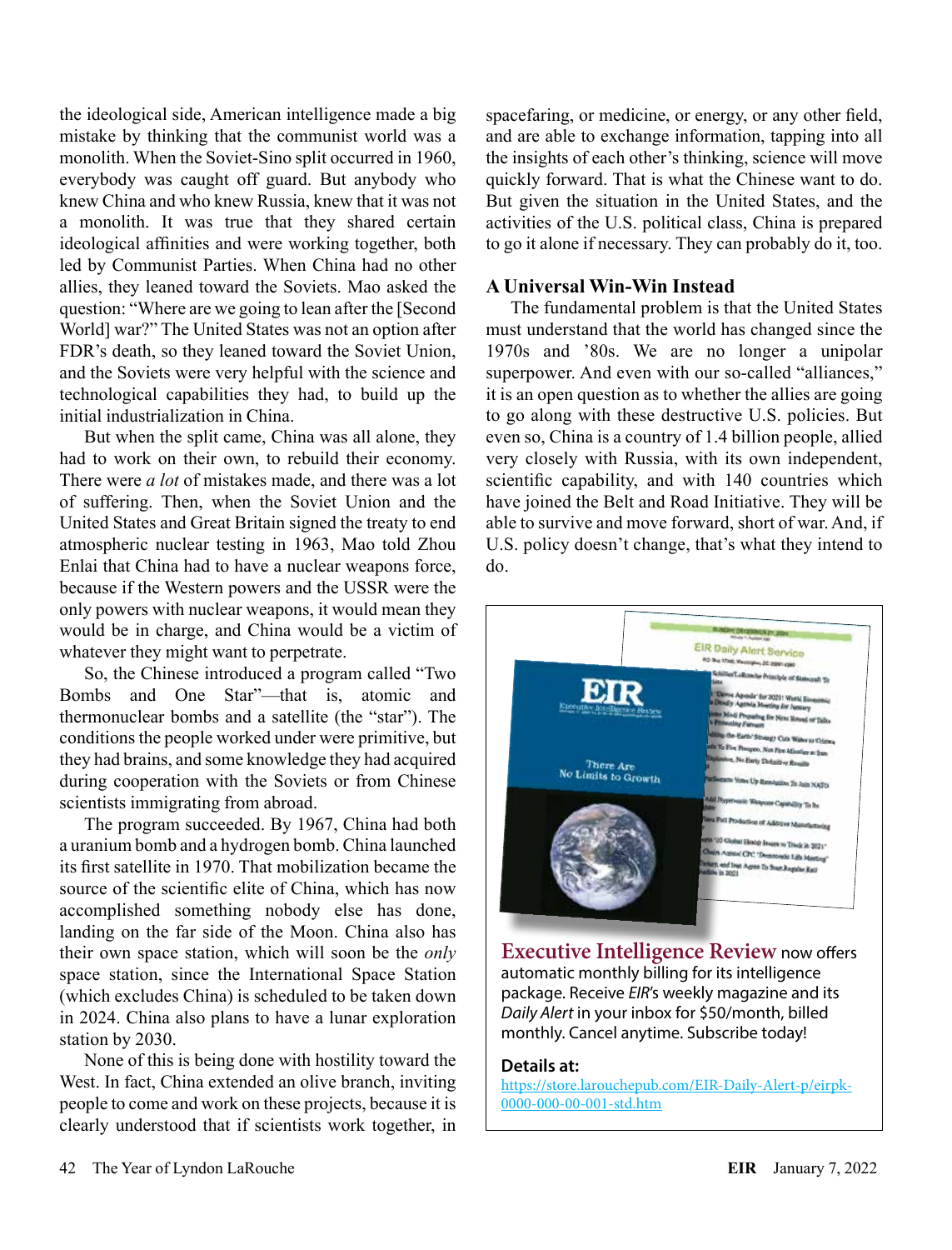the ideological side, American intelligence made a big mistake by thinking that the communist world was a monolith. When the Soviet-Sino split occurred in 1960, everybody was caught off guard. But anybody who knew China and who knew Russia, knew that it was not a monolith. It was true that they shared certain ideological affinities and were working together, both led by Communist Parties. When China had no other allies, they leaned toward the Soviets. Mao asked the question: "Where are we going to lean after the [Second World] war?" The United States was not an option after FDR's death, so they leaned toward the Soviet Union, and the Soviets were very helpful with the science and technological capabilities they had, to build up the initial industrialization in China.

But when the split came, China was all alone, they had to work on their own, to rebuild their economy. There were *a lot* of mistakes made, and there was a lot of suffering. Then, when the Soviet Union and the United States and Great Britain signed the treaty to end atmospheric nuclear testing in 1963, Mao told Zhou Enlai that China had to have a nuclear weapons force, because if the Western powers and the USSR were the only powers with nuclear weapons, it would mean they would be in charge, and China would be a victim of whatever they might want to perpetrate.

So, the Chinese introduced a program called "Two Bombs and One Star"—that is, atomic and thermonuclear bombs and a satellite (the "star"). The conditions the people worked under were primitive, but they had brains, and some knowledge they had acquired during cooperation with the Soviets or from Chinese scientists immigrating from abroad.

The program succeeded. By 1967, China had both a uranium bomb and a hydrogen bomb. China launched its first satellite in 1970. That mobilization became the source of the scientific elite of China, which has now accomplished something nobody else has done, landing on the far side of the Moon. China also has their own space station, which will soon be the *only* space station, since the International Space Station (which excludes China) is scheduled to be taken down in 2024. China also plans to have a lunar exploration station by 2030.

None of this is being done with hostility toward the West. In fact, China extended an olive branch, inviting people to come and work on these projects, because it is clearly understood that if scientists work together, in spacefaring, or medicine, or energy, or any other field, and are able to exchange information, tapping into all the insights of each other's thinking, science will move quickly forward. That is what the Chinese want to do. But given the situation in the United States, and the activities of the U.S. political class, China is prepared to go it alone if necessary. They can probably do it, too.

## A Universal Win-Win Instead

The fundamental problem is that the United States must understand that the world has changed since the 1970s and '80s. We are no longer a unipolar superpower. And even with our so-called "alliances," it is an open question as to whether the allies are going to go along with these destructive U.S. policies. But even so, China is a country of 1.4 billion people, allied very closely with Russia, with its own independent, scientific capability, and with 140 countries which have joined the Belt and Road Initiative. They will be able to survive and move forward, short of war. And, if U.S. policy doesn't change, that's what they intend to do.

**Executive Intelligence Review** now offers automatic monthly billing for its intelligence package. Receive *EIR*'s weekly magazine and its *Daily Alert* in your inbox for $50/month, billed monthly. Cancel anytime. Subscribe today!

**Details at:**
https://store.larouchepub.com/EIR-Daily-Alert-p/eirpk-0000-000-00-001-std.htm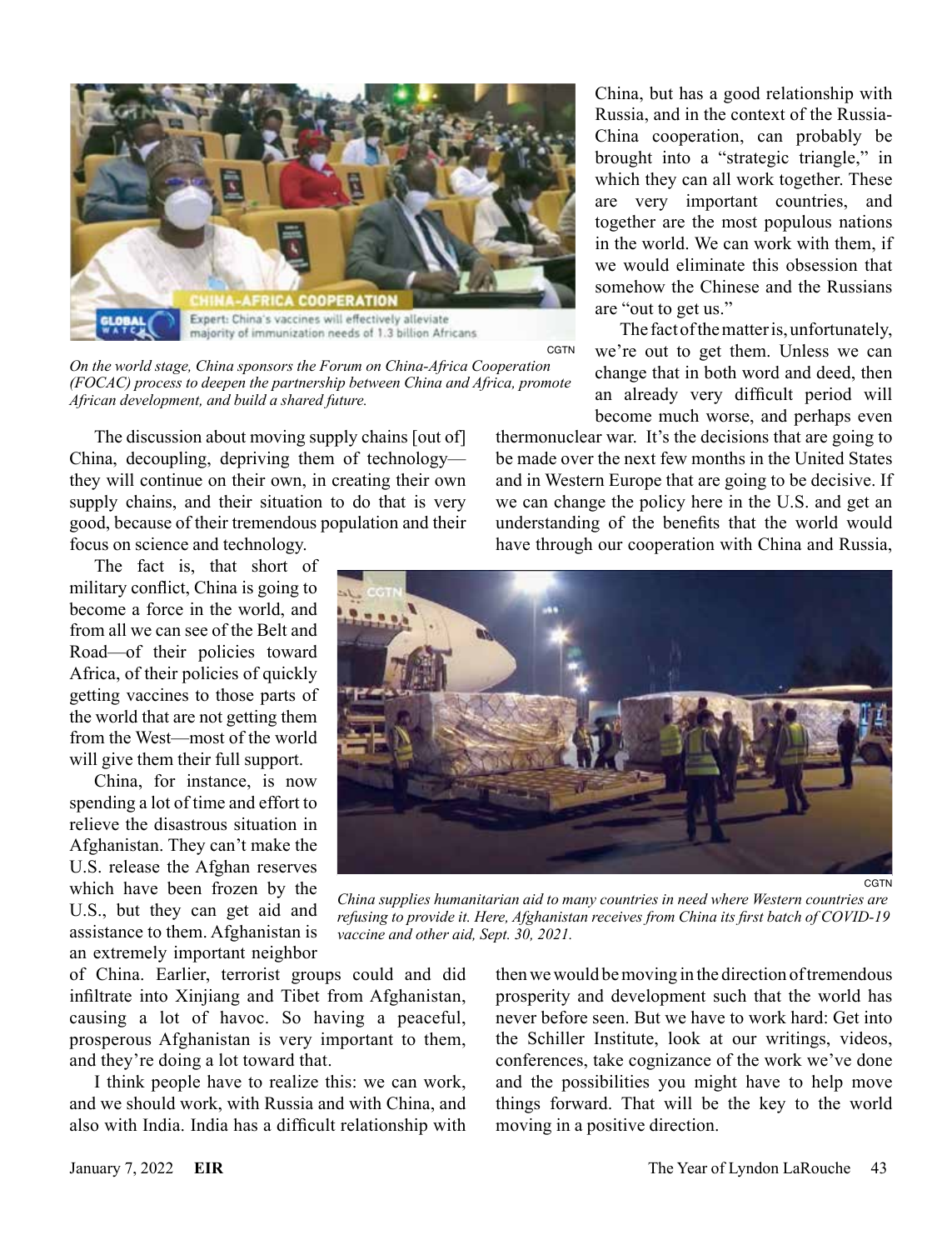*On the world stage, China sponsors the Forum on China-Africa Cooperation (FOCAC) process to deepen the partnership between China and Africa, promote African development, and build a shared future.*

The discussion about moving supply chains [out of] China, decoupling, depriving them of technology—they will continue on their own, in creating their own supply chains, and their situation to do that is very good, because of their tremendous population and their focus on science and technology.

The fact is, that short of military conflict, China is going to become a force in the world, and from all we can see of the Belt and Road—of their policies toward Africa, of their policies of quickly getting vaccines to those parts of the world that are not getting them from the West—most of the world will give them their full support.

China, for instance, is now spending a lot of time and effort to relieve the disastrous situation in Afghanistan. They can't make the U.S. release the Afghan reserves which have been frozen by the U.S., but they can get aid and assistance to them. Afghanistan is an extremely important neighbor of China. Earlier, terrorist groups could and did infiltrate into Xinjiang and Tibet from Afghanistan, causing a lot of havoc. So having a peaceful, prosperous Afghanistan is very important to them, and they're doing a lot toward that.

I think people have to realize this: we can work, and we should work, with Russia and with China, and also with India. India has a difficult relationship with China, but has a good relationship with Russia, and in the context of the Russia-China cooperation, can probably be brought into a "strategic triangle," in which they can all work together. These are very important countries, and together are the most populous nations in the world. We can work with them, if we would eliminate this obsession that somehow the Chinese and the Russians are "out to get us."

The fact of the matter is, unfortunately, we're out to get them. Unless we can change that in both word and deed, then an already very difficult period will become much worse, and perhaps even thermonuclear war. It's the decisions that are going to be made over the next few months in the United States and in Western Europe that are going to be decisive. If we can change the policy here in the U.S. and get an understanding of the benefits that the world would have through our cooperation with China and Russia, then we would be moving in the direction of tremendous prosperity and development such that the world has never before seen. But we have to work hard: Get into the Schiller Institute, look at our writings, videos, conferences, take cognizance of the work we've done and the possibilities you might have to help move things forward. That will be the key to the world moving in a positive direction.

*China supplies humanitarian aid to many countries in need where Western countries are refusing to provide it. Here, Afghanistan receives from China its first batch of COVID-19 vaccine and other aid, Sept. 30, 2021.*